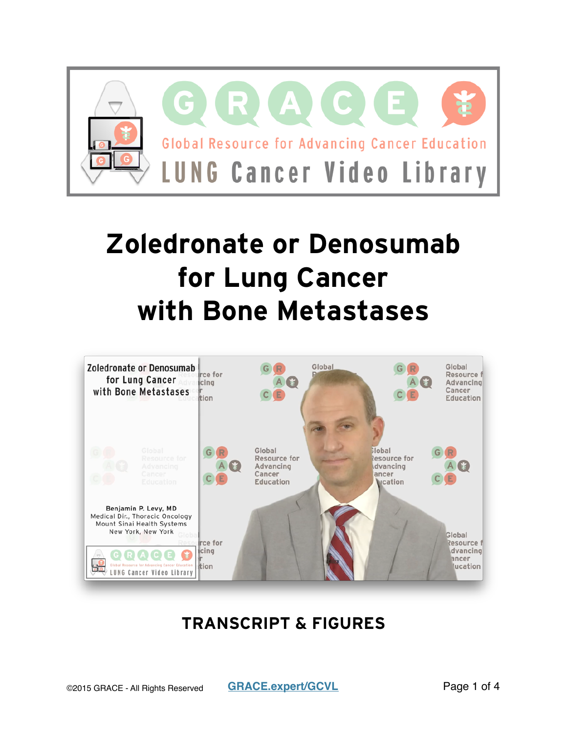# GRACE

Global Resource for Advancing Cancer Education

LUNG Cancer Video Library

# Zoledronate or Denosumab for Lung Cancer with Bone Metastases

Zoledronate or Denosumab for Lung Cancer with Bone Metastases

Benjamin P. Levy, MD
Medical Dir., Thoracic Oncology
Mount Sinai Health Systems
New York, New York

## TRANSCRIPT & FIGURES

©2015 GRACE - All Rights Reserved

GRACE.expert/GCVL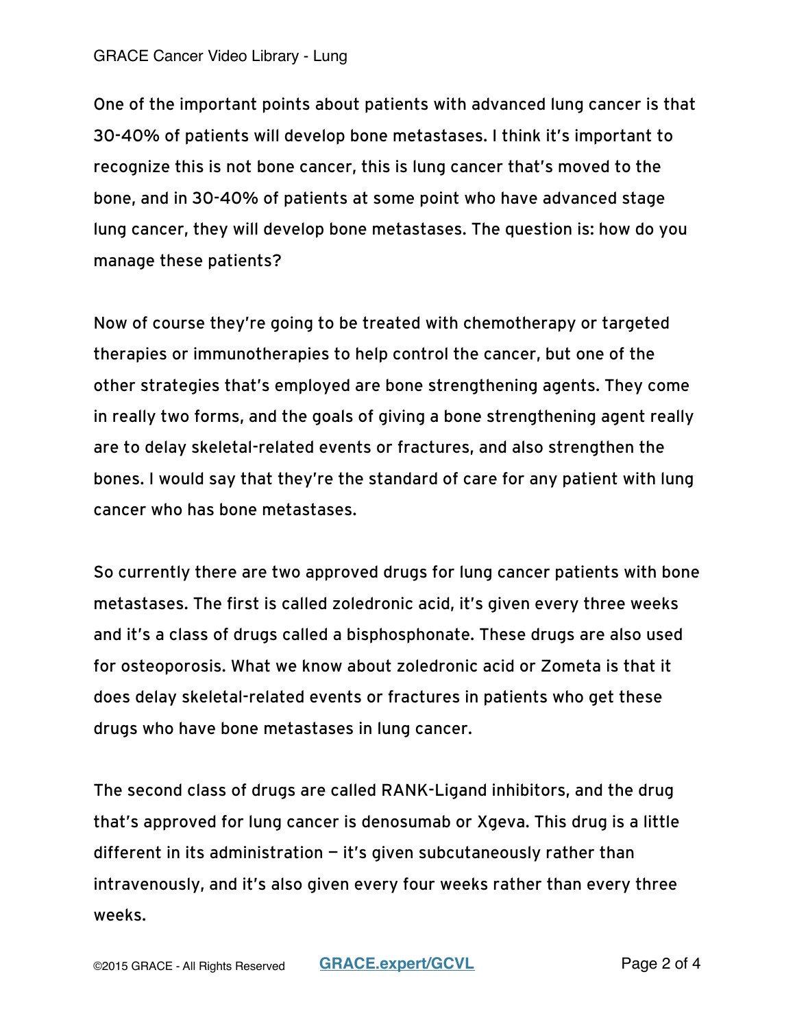One of the important points about patients with advanced lung cancer is that 30-40% of patients will develop bone metastases. I think it's important to recognize this is not bone cancer, this is lung cancer that's moved to the bone, and in 30-40% of patients at some point who have advanced stage lung cancer, they will develop bone metastases. The question is: how do you manage these patients?

Now of course they're going to be treated with chemotherapy or targeted therapies or immunotherapies to help control the cancer, but one of the other strategies that's employed are bone strengthening agents. They come in really two forms, and the goals of giving a bone strengthening agent really are to delay skeletal-related events or fractures, and also strengthen the bones. I would say that they're the standard of care for any patient with lung cancer who has bone metastases.

So currently there are two approved drugs for lung cancer patients with bone metastases. The first is called zoledronic acid, it's given every three weeks and it's a class of drugs called a bisphosphonate. These drugs are also used for osteoporosis. What we know about zoledronic acid or Zometa is that it does delay skeletal-related events or fractures in patients who get these drugs who have bone metastases in lung cancer.

The second class of drugs are called RANK-Ligand inhibitors, and the drug that's approved for lung cancer is denosumab or Xgeva. This drug is a little different in its administration — it's given subcutaneously rather than intravenously, and it's also given every four weeks rather than every three weeks.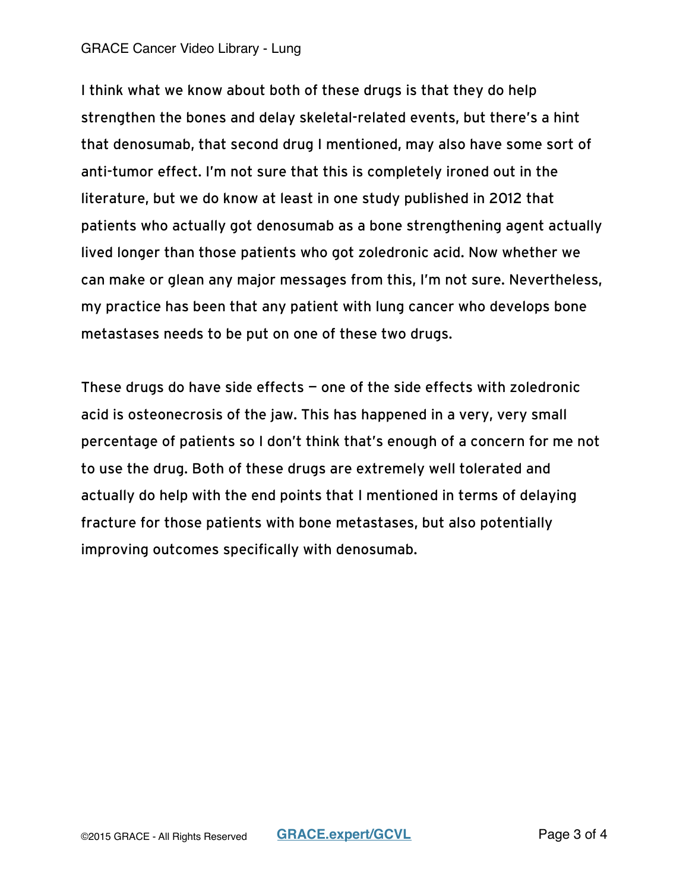I think what we know about both of these drugs is that they do help strengthen the bones and delay skeletal-related events, but there's a hint that denosumab, that second drug I mentioned, may also have some sort of anti-tumor effect. I'm not sure that this is completely ironed out in the literature, but we do know at least in one study published in 2012 that patients who actually got denosumab as a bone strengthening agent actually lived longer than those patients who got zoledronic acid. Now whether we can make or glean any major messages from this, I'm not sure. Nevertheless, my practice has been that any patient with lung cancer who develops bone metastases needs to be put on one of these two drugs.

These drugs do have side effects — one of the side effects with zoledronic acid is osteonecrosis of the jaw. This has happened in a very, very small percentage of patients so I don't think that's enough of a concern for me not to use the drug. Both of these drugs are extremely well tolerated and actually do help with the end points that I mentioned in terms of delaying fracture for those patients with bone metastases, but also potentially improving outcomes specifically with denosumab.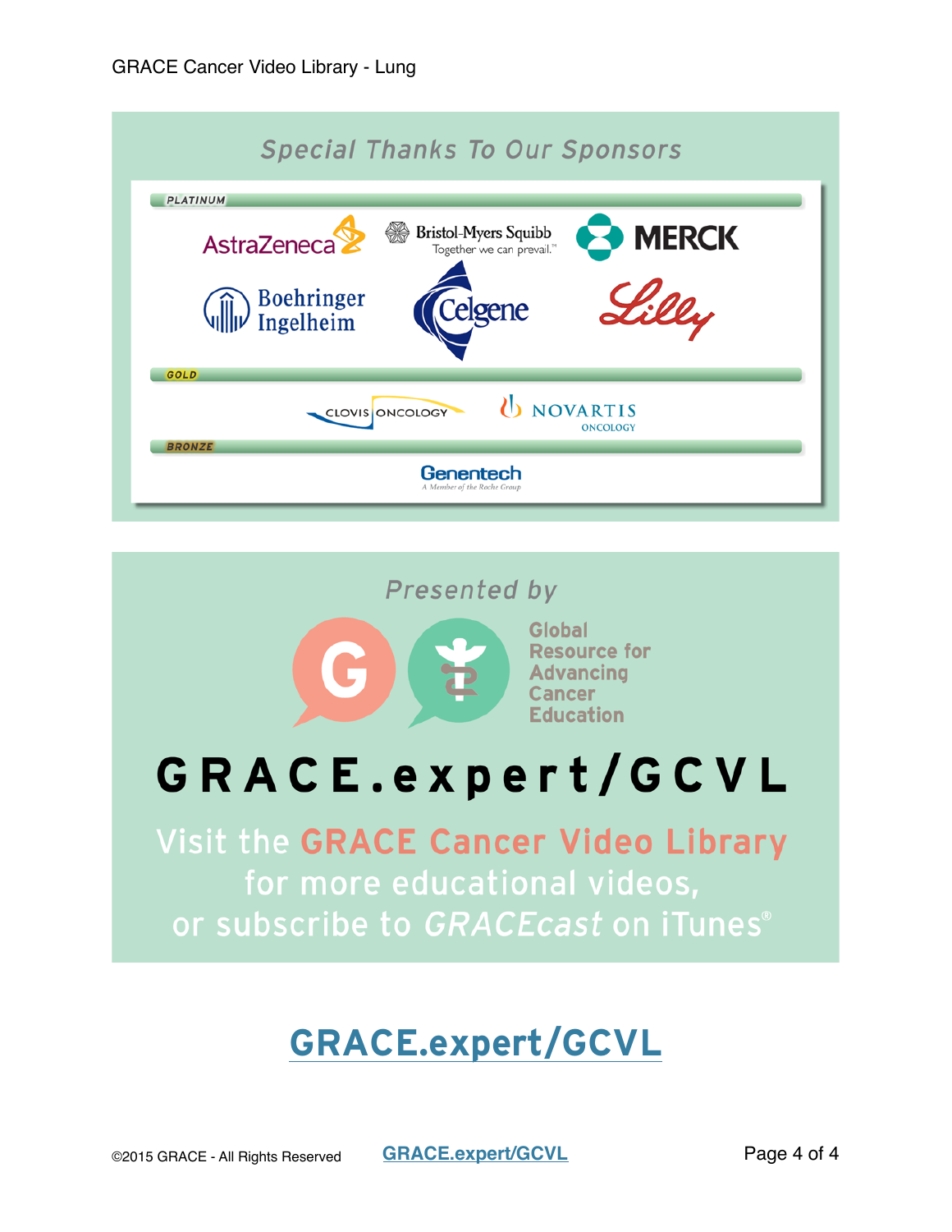## Special Thanks To Our Sponsors

**PLATINUM**

AstraZeneca

Bristol-Myers Squibb
Together we can prevail.™

MERCK

Boehringer Ingelheim

Celgene

Lilly

**GOLD**

CLOVIS ONCOLOGY

NOVARTIS ONCOLOGY

**BRONZE**

Genentech
A Member of the Roche Group

## Presented by

Global Resource for Advancing Cancer Education

# GRACE.expert/GCVL

Visit the GRACE Cancer Video Library
for more educational videos,
or subscribe to *GRACEcast* on iTunes®

## GRACE.expert/GCVL

©2015 GRACE - All Rights Reserved